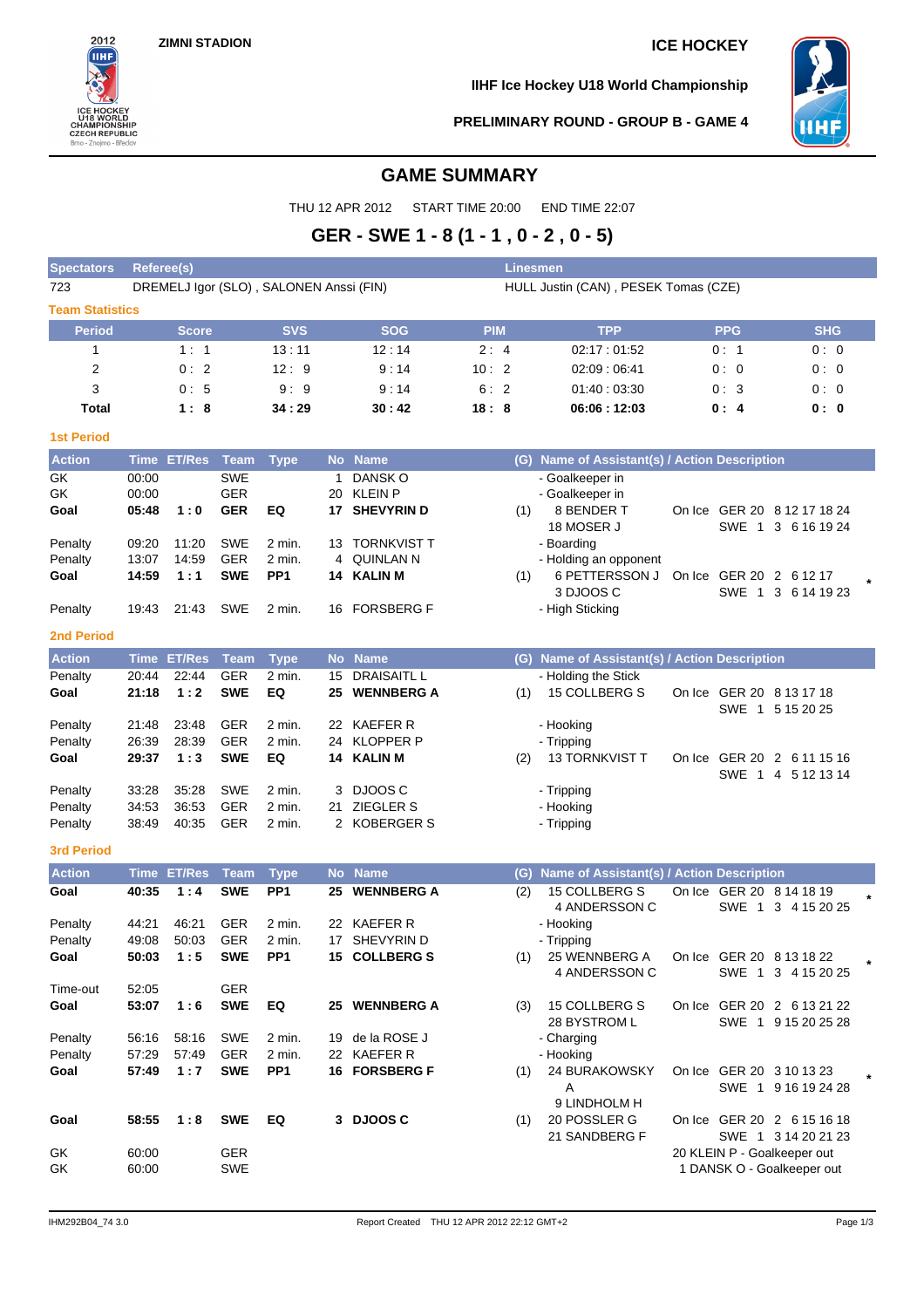ZIMNI STADION

ICE HOCKEY

IIHF Ice Hockey U18 World Championship

PRELIMINARY ROUND - GROUP B - GAME 4

# GAME SUMMARY

THU 12 APR 2012 START TIME 20:00 END TIME 22:07

## GER - SWE 1 - 8 (1 - 1 , 0 - 2 , 0 - 5)

| Spectators | Referee(s) | Linesmen |
|---|---|---|
| 723 | DREMELJ Igor (SLO) , SALONEN Anssi (FIN) | HULL Justin (CAN) , PESEK Tomas (CZE) |

### Team Statistics

| Period | Score | SVS | SOG | PIM | TPP | PPG | SHG |
|---|---|---|---|---|---|---|---|
| 1 | 1 : 1 | 13 : 11 | 12 : 14 | 2 : 4 | 02:17 : 01:52 | 0 : 1 | 0 : 0 |
| 2 | 0 : 2 | 12 : 9 | 9 : 14 | 10 : 2 | 02:09 : 06:41 | 0 : 0 | 0 : 0 |
| 3 | 0 : 5 | 9 : 9 | 9 : 14 | 6 : 2 | 01:40 : 03:30 | 0 : 3 | 0 : 0 |
| **Total** | **1 : 8** | **34 : 29** | **30 : 42** | **18 : 8** | **06:06 : 12:03** | **0 : 4** | **0 : 0** |

### 1st Period

| Action | Time | ET/Res | Team | Type | No | Name | (G) | Name of Assistant(s) / Action Description | On Ice | |
|---|---|---|---|---|---|---|---|---|---|---|
| GK | 00:00 | | SWE | | 1 | DANSK O | | - Goalkeeper in | | |
| GK | 00:00 | | GER | | 20 | KLEIN P | | - Goalkeeper in | | |
| **Goal** | **05:48** | **1 : 0** | **GER** | **EQ** | **17** | **SHEVYRIN D** | (1) | 8 BENDER T<br>18 MOSER J | On Ice GER 20 8 12 17 18 24<br>SWE 1 3 6 16 19 24 | |
| Penalty | 09:20 | 11:20 | SWE | 2 min. | 13 | TORNKVIST T | | - Boarding | | |
| Penalty | 13:07 | 14:59 | GER | 2 min. | 4 | QUINLAN N | | - Holding an opponent | | |
| **Goal** | **14:59** | **1 : 1** | **SWE** | **PP1** | **14** | **KALIN M** | (1) | 6 PETTERSSON J<br>3 DJOOS C | On Ice GER 20 2 6 12 17<br>SWE 1 3 6 14 19 23 | * |
| Penalty | 19:43 | 21:43 | SWE | 2 min. | 16 | FORSBERG F | | - High Sticking | | |

### 2nd Period

| Action | Time | ET/Res | Team | Type | No | Name | (G) | Name of Assistant(s) / Action Description | On Ice | |
|---|---|---|---|---|---|---|---|---|---|---|
| Penalty | 20:44 | 22:44 | GER | 2 min. | 15 | DRAISAITL L | | - Holding the Stick | | |
| **Goal** | **21:18** | **1 : 2** | **SWE** | **EQ** | **25** | **WENNBERG A** | (1) | 15 COLLBERG S | On Ice GER 20 8 13 17 18<br>SWE 1 5 15 20 25 | |
| Penalty | 21:48 | 23:48 | GER | 2 min. | 22 | KAEFER R | | - Hooking | | |
| Penalty | 26:39 | 28:39 | GER | 2 min. | 24 | KLOPPER P | | - Tripping | | |
| **Goal** | **29:37** | **1 : 3** | **SWE** | **EQ** | **14** | **KALIN M** | (2) | 13 TORNKVIST T | On Ice GER 20 2 6 11 15 16<br>SWE 1 4 5 12 13 14 | |
| Penalty | 33:28 | 35:28 | SWE | 2 min. | 3 | DJOOS C | | - Tripping | | |
| Penalty | 34:53 | 36:53 | GER | 2 min. | 21 | ZIEGLER S | | - Hooking | | |
| Penalty | 38:49 | 40:35 | GER | 2 min. | 2 | KOBERGER S | | - Tripping | | |

### 3rd Period

| Action | Time | ET/Res | Team | Type | No | Name | (G) | Name of Assistant(s) / Action Description | On Ice | |
|---|---|---|---|---|---|---|---|---|---|---|
| **Goal** | **40:35** | **1 : 4** | **SWE** | **PP1** | **25** | **WENNBERG A** | (2) | 15 COLLBERG S<br>4 ANDERSSON C | On Ice GER 20 8 14 18 19<br>SWE 1 3 4 15 20 25 | * |
| Penalty | 44:21 | 46:21 | GER | 2 min. | 22 | KAEFER R | | - Hooking | | |
| Penalty | 49:08 | 50:03 | GER | 2 min. | 17 | SHEVYRIN D | | - Tripping | | |
| **Goal** | **50:03** | **1 : 5** | **SWE** | **PP1** | **15** | **COLLBERG S** | (1) | 25 WENNBERG A<br>4 ANDERSSON C | On Ice GER 20 8 13 18 22<br>SWE 1 3 4 15 20 25 | * |
| Time-out | 52:05 | | GER | | | | | | | |
| **Goal** | **53:07** | **1 : 6** | **SWE** | **EQ** | **25** | **WENNBERG A** | (3) | 15 COLLBERG S<br>28 BYSTROM L | On Ice GER 20 2 6 13 21 22<br>SWE 1 9 15 20 25 28 | |
| Penalty | 56:16 | 58:16 | SWE | 2 min. | 19 | de la ROSE J | | - Charging | | |
| Penalty | 57:29 | 57:49 | GER | 2 min. | 22 | KAEFER R | | - Hooking | | |
| **Goal** | **57:49** | **1 : 7** | **SWE** | **PP1** | **16** | **FORSBERG F** | (1) | 24 BURAKOWSKY A<br>9 LINDHOLM H | On Ice GER 20 3 10 13 23<br>SWE 1 9 16 19 24 28 | * |
| **Goal** | **58:55** | **1 : 8** | **SWE** | **EQ** | **3** | **DJOOS C** | (1) | 20 POSSLER G<br>21 SANDBERG F | On Ice GER 20 2 6 15 16 18<br>SWE 1 3 14 20 21 23 | |
| GK | 60:00 | | GER | | | | | | 20 KLEIN P - Goalkeeper out | |
| GK | 60:00 | | SWE | | | | | | 1 DANSK O - Goalkeeper out | |

IHM292B04_74 3.0 Report Created THU 12 APR 2012 22:12 GMT+2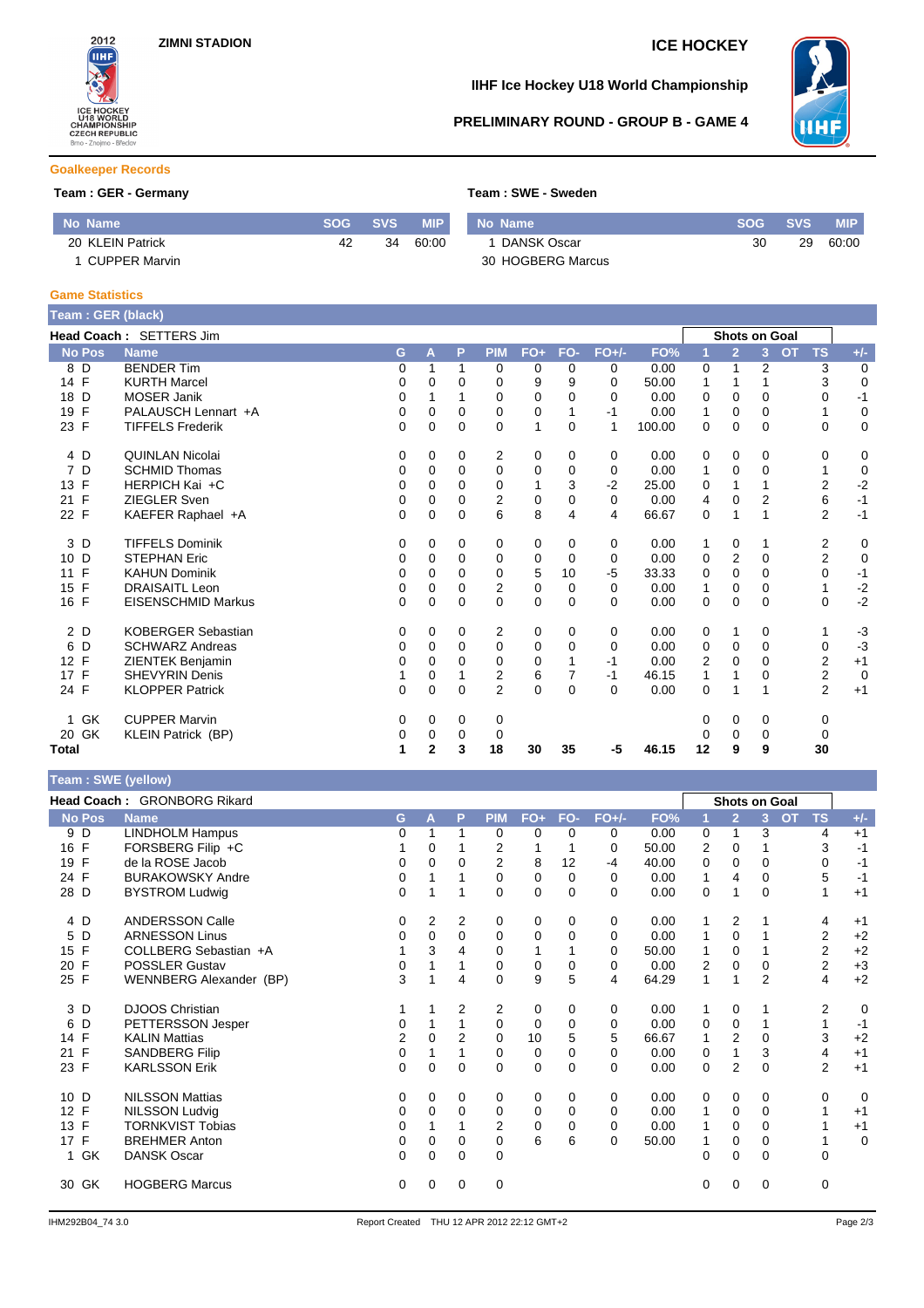**ZIMNI STADION**

**ICE HOCKEY**

**IIHF Ice Hockey U18 World Championship**

**PRELIMINARY ROUND - GROUP B - GAME 4**

## Goalkeeper Records

**Team : GER - Germany**

| No | Name | SOG | SVS | MIP |
|---|---|---|---|---|
| 20 | KLEIN Patrick | 42 | 34 | 60:00 |
| 1 | CUPPER Marvin | | | |

**Team : SWE - Sweden**

| No | Name | SOG | SVS | MIP |
|---|---|---|---|---|
| 1 | DANSK Oscar | 30 | 29 | 60:00 |
| 30 | HOGBERG Marcus | | | |

## Game Statistics

**Team : GER (black)**

**Head Coach :** SETTERS Jim

| No | Pos | Name | G | A | P | PIM | FO+ | FO- | FO+/- | FO% | 1 | 2 | 3 | OT | TS | +/- |
|---|---|---|---|---|---|---|---|---|---|---|---|---|---|---|---|---|
| 8 | D | BENDER Tim | 0 | 1 | 1 | 0 | 0 | 0 | 0 | 0.00 | 0 | 1 | 2 | | 3 | 0 |
| 14 | F | KURTH Marcel | 0 | 0 | 0 | 0 | 9 | 9 | 0 | 50.00 | 1 | 1 | 1 | | 3 | 0 |
| 18 | D | MOSER Janik | 0 | 1 | 1 | 0 | 0 | 0 | 0 | 0.00 | 0 | 0 | 0 | | 0 | -1 |
| 19 | F | PALAUSCH Lennart +A | 0 | 0 | 0 | 0 | 0 | 1 | -1 | 0.00 | 1 | 0 | 0 | | 1 | 0 |
| 23 | F | TIFFELS Frederik | 0 | 0 | 0 | 0 | 1 | 0 | 1 | 100.00 | 0 | 0 | 0 | | 0 | 0 |
| 4 | D | QUINLAN Nicolai | 0 | 0 | 0 | 2 | 0 | 0 | 0 | 0.00 | 0 | 0 | 0 | | 0 | 0 |
| 7 | D | SCHMID Thomas | 0 | 0 | 0 | 0 | 0 | 0 | 0 | 0.00 | 1 | 0 | 0 | | 1 | 0 |
| 13 | F | HERPICH Kai +C | 0 | 0 | 0 | 0 | 1 | 3 | -2 | 25.00 | 0 | 1 | 1 | | 2 | -2 |
| 21 | F | ZIEGLER Sven | 0 | 0 | 0 | 2 | 0 | 0 | 0 | 0.00 | 4 | 0 | 2 | | 6 | -1 |
| 22 | F | KAEFER Raphael +A | 0 | 0 | 0 | 6 | 8 | 4 | 4 | 66.67 | 0 | 1 | 1 | | 2 | -1 |
| 3 | D | TIFFELS Dominik | 0 | 0 | 0 | 0 | 0 | 0 | 0 | 0.00 | 1 | 0 | 1 | | 2 | 0 |
| 10 | D | STEPHAN Eric | 0 | 0 | 0 | 0 | 0 | 0 | 0 | 0.00 | 0 | 2 | 0 | | 2 | 0 |
| 11 | F | KAHUN Dominik | 0 | 0 | 0 | 0 | 5 | 10 | -5 | 33.33 | 0 | 0 | 0 | | 0 | -1 |
| 15 | F | DRAISAITL Leon | 0 | 0 | 0 | 2 | 0 | 0 | 0 | 0.00 | 1 | 0 | 0 | | 1 | -2 |
| 16 | F | EISENSCHMID Markus | 0 | 0 | 0 | 0 | 0 | 0 | 0 | 0.00 | 0 | 0 | 0 | | 0 | -2 |
| 2 | D | KOBERGER Sebastian | 0 | 0 | 0 | 2 | 0 | 0 | 0 | 0.00 | 0 | 1 | 0 | | 1 | -3 |
| 6 | D | SCHWARZ Andreas | 0 | 0 | 0 | 0 | 0 | 0 | 0 | 0.00 | 0 | 0 | 0 | | 0 | -3 |
| 12 | F | ZIENTEK Benjamin | 0 | 0 | 0 | 0 | 0 | 1 | -1 | 0.00 | 2 | 0 | 0 | | 2 | +1 |
| 17 | F | SHEVYRIN Denis | 1 | 0 | 1 | 2 | 6 | 7 | -1 | 46.15 | 1 | 1 | 0 | | 2 | 0 |
| 24 | F | KLOPPER Patrick | 0 | 0 | 0 | 2 | 0 | 0 | 0 | 0.00 | 0 | 1 | 1 | | 2 | +1 |
| 1 | GK | CUPPER Marvin | 0 | 0 | 0 | 0 | | | | | 0 | 0 | 0 | | 0 | |
| 20 | GK | KLEIN Patrick (BP) | 0 | 0 | 0 | 0 | | | | | 0 | 0 | 0 | | 0 | |
| **Total** | | | **1** | **2** | **3** | **18** | **30** | **35** | **-5** | **46.15** | **12** | **9** | **9** | | **30** | |

**Team : SWE (yellow)**

**Head Coach :** GRONBORG Rikard

| No | Pos | Name | G | A | P | PIM | FO+ | FO- | FO+/- | FO% | 1 | 2 | 3 | OT | TS | +/- |
|---|---|---|---|---|---|---|---|---|---|---|---|---|---|---|---|---|
| 9 | D | LINDHOLM Hampus | 0 | 1 | 1 | 0 | 0 | 0 | 0 | 0.00 | 0 | 1 | 3 | | 4 | +1 |
| 16 | F | FORSBERG Filip +C | 1 | 0 | 1 | 2 | 1 | 1 | 0 | 50.00 | 2 | 0 | 1 | | 3 | -1 |
| 19 | F | de la ROSE Jacob | 0 | 0 | 0 | 2 | 8 | 12 | -4 | 40.00 | 0 | 0 | 0 | | 0 | -1 |
| 24 | F | BURAKOWSKY Andre | 0 | 1 | 1 | 0 | 0 | 0 | 0 | 0.00 | 1 | 4 | 0 | | 5 | -1 |
| 28 | D | BYSTROM Ludwig | 0 | 1 | 1 | 0 | 0 | 0 | 0 | 0.00 | 0 | 1 | 0 | | 1 | +1 |
| 4 | D | ANDERSSON Calle | 0 | 2 | 2 | 0 | 0 | 0 | 0 | 0.00 | 1 | 2 | 1 | | 4 | +1 |
| 5 | D | ARNESSON Linus | 0 | 0 | 0 | 0 | 0 | 0 | 0 | 0.00 | 1 | 0 | 1 | | 2 | +2 |
| 15 | F | COLLBERG Sebastian +A | 1 | 3 | 4 | 0 | 1 | 1 | 0 | 50.00 | 1 | 0 | 1 | | 2 | +2 |
| 20 | F | POSSLER Gustav | 0 | 1 | 1 | 0 | 0 | 0 | 0 | 0.00 | 2 | 0 | 0 | | 2 | +3 |
| 25 | F | WENNBERG Alexander (BP) | 3 | 1 | 4 | 0 | 9 | 5 | 4 | 64.29 | 1 | 1 | 2 | | 4 | +2 |
| 3 | D | DJOOS Christian | 1 | 1 | 2 | 2 | 0 | 0 | 0 | 0.00 | 1 | 0 | 1 | | 2 | 0 |
| 6 | D | PETTERSSON Jesper | 0 | 1 | 1 | 0 | 0 | 0 | 0 | 0.00 | 0 | 0 | 1 | | 1 | -1 |
| 14 | F | KALIN Mattias | 2 | 0 | 2 | 0 | 10 | 5 | 5 | 66.67 | 1 | 2 | 0 | | 3 | +2 |
| 21 | F | SANDBERG Filip | 0 | 1 | 1 | 0 | 0 | 0 | 0 | 0.00 | 0 | 1 | 3 | | 4 | +1 |
| 23 | F | KARLSSON Erik | 0 | 0 | 0 | 0 | 0 | 0 | 0 | 0.00 | 0 | 2 | 0 | | 2 | +1 |
| 10 | D | NILSSON Mattias | 0 | 0 | 0 | 0 | 0 | 0 | 0 | 0.00 | 0 | 0 | 0 | | 0 | 0 |
| 12 | F | NILSSON Ludvig | 0 | 0 | 0 | 0 | 0 | 0 | 0 | 0.00 | 1 | 0 | 0 | | 1 | +1 |
| 13 | F | TORNKVIST Tobias | 0 | 1 | 1 | 2 | 0 | 0 | 0 | 0.00 | 1 | 0 | 0 | | 1 | +1 |
| 17 | F | BREHMER Anton | 0 | 0 | 0 | 0 | 6 | 6 | 0 | 50.00 | 1 | 0 | 0 | | 1 | 0 |
| 1 | GK | DANSK Oscar | 0 | 0 | 0 | 0 | | | | | 0 | 0 | 0 | | 0 | |
| 30 | GK | HOGBERG Marcus | 0 | 0 | 0 | 0 | | | | | 0 | 0 | 0 | | 0 | |

IHM292B04_74 3.0 Report Created THU 12 APR 2012 22:12 GMT+2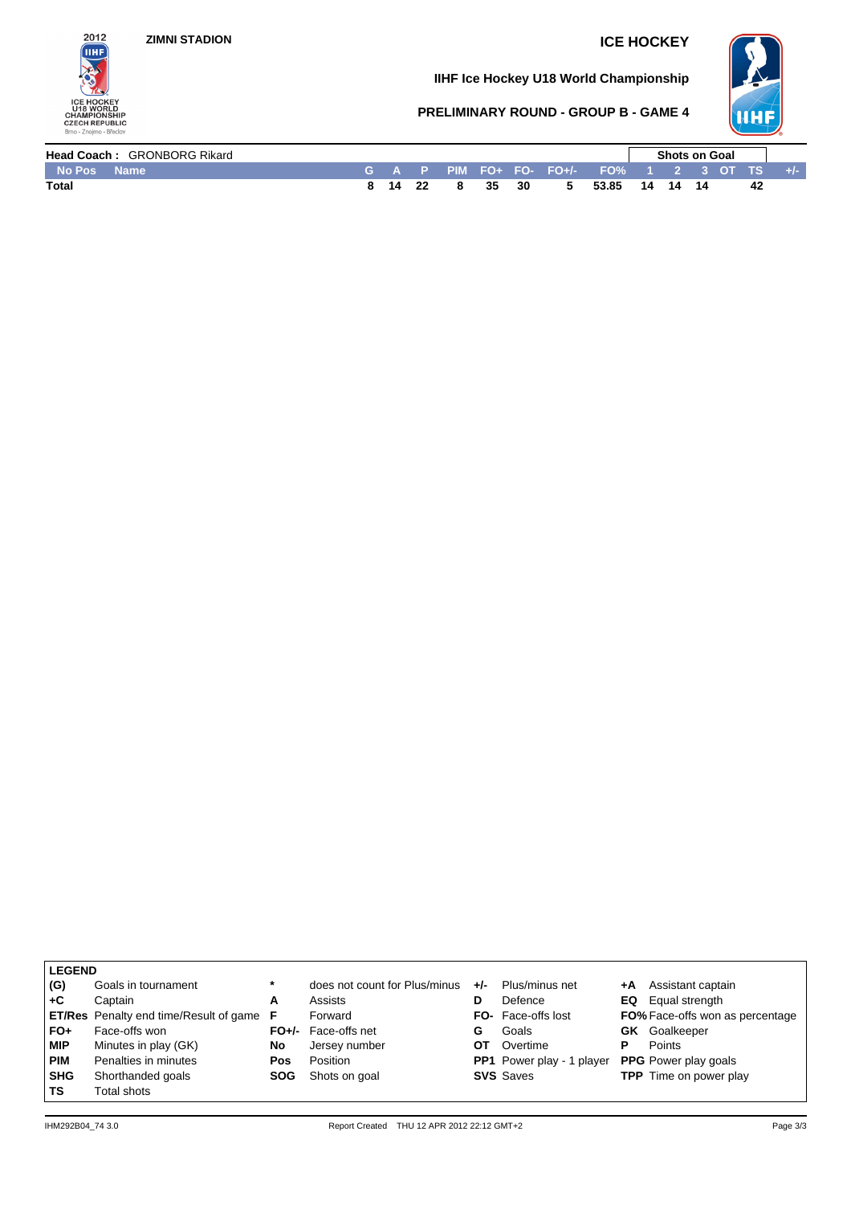**ZIMNI STADION**

**ICE HOCKEY**

**IIHF Ice Hockey U18 World Championship**

**PRELIMINARY ROUND - GROUP B - GAME 4**

**Head Coach :** GRONBORG Rikard

| No Pos | Name | G | A | P | PIM | FO+ | FO- | FO+/- | FO% | 1 | 2 | 3 | OT | TS | +/- |
|---|---|---|---|---|---|---|---|---|---|---|---|---|---|---|---|
| | | | | | | | | | | Shots on Goal | | | | | |
| **Total** | | 8 | 14 | 22 | 8 | 35 | 30 | 5 | 53.85 | 14 | 14 | 14 | | 42 | |

| LEGEND | | | | | | | |
|---|---|---|---|---|---|---|---|
| **(G)** | Goals in tournament | **\*** | does not count for Plus/minus | **+/-** | Plus/minus net | **+A** | Assistant captain |
| **+C** | Captain | **A** | Assists | **D** | Defence | **EQ** | Equal strength |
| **ET/Res** | Penalty end time/Result of game | **F** | Forward | **FO-** | Face-offs lost | **FO%** | Face-offs won as percentage |
| **FO+** | Face-offs won | **FO+/-** | Face-offs net | **G** | Goals | **GK** | Goalkeeper |
| **MIP** | Minutes in play (GK) | **No** | Jersey number | **OT** | Overtime | **P** | Points |
| **PIM** | Penalties in minutes | **Pos** | Position | **PP1** | Power play - 1 player | **PPG** | Power play goals |
| **SHG** | Shorthanded goals | **SOG** | Shots on goal | **SVS** | Saves | **TPP** | Time on power play |
| **TS** | Total shots | | | | | | |

IHM292B04_74 3.0 Report Created THU 12 APR 2012 22:12 GMT+2